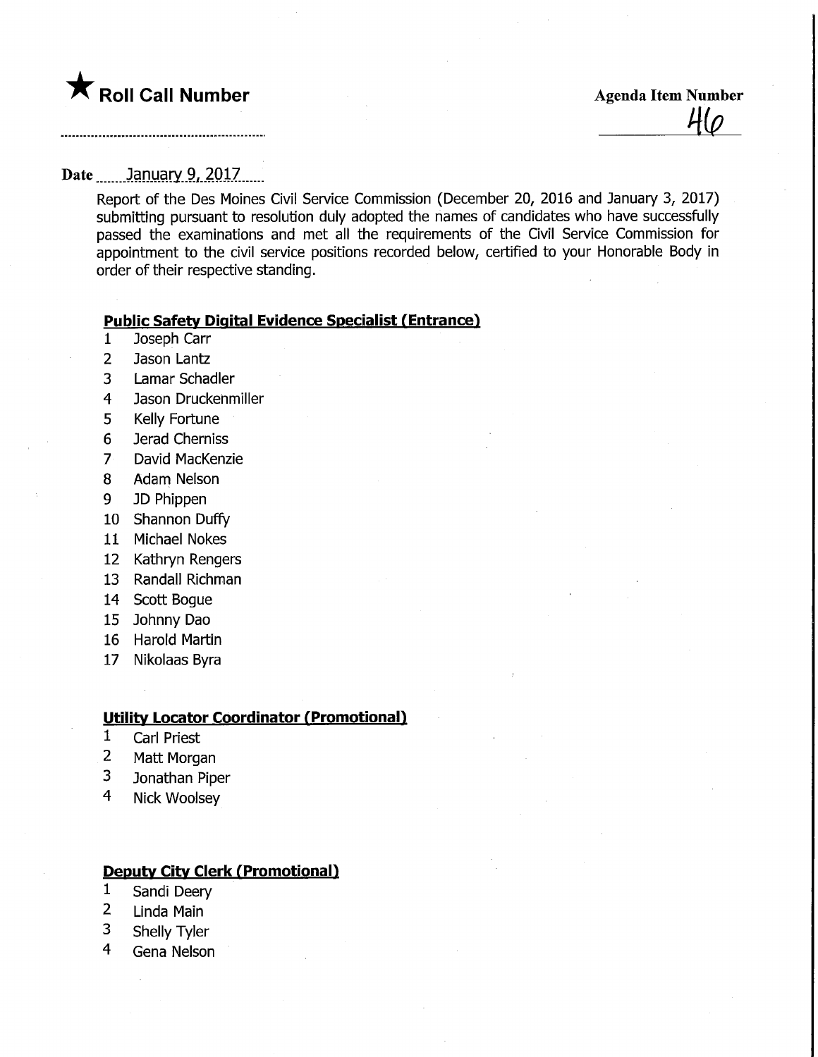★ **Roll Call Number**

**Agenda Item Number**
46

**Date** January 9, 2017

Report of the Des Moines Civil Service Commission (December 20, 2016 and January 3, 2017) submitting pursuant to resolution duly adopted the names of candidates who have successfully passed the examinations and met all the requirements of the Civil Service Commission for appointment to the civil service positions recorded below, certified to your Honorable Body in order of their respective standing.

**Public Safety Digital Evidence Specialist (Entrance)**

1 Joseph Carr
2 Jason Lantz
3 Lamar Schadler
4 Jason Druckenmiller
5 Kelly Fortune
6 Jerad Cherniss
7 David MacKenzie
8 Adam Nelson
9 JD Phippen
10 Shannon Duffy
11 Michael Nokes
12 Kathryn Rengers
13 Randall Richman
14 Scott Bogue
15 Johnny Dao
16 Harold Martin
17 Nikolaas Byra

**Utility Locator Coordinator (Promotional)**

1 Carl Priest
2 Matt Morgan
3 Jonathan Piper
4 Nick Woolsey

**Deputy City Clerk (Promotional)**

1 Sandi Deery
2 Linda Main
3 Shelly Tyler
4 Gena Nelson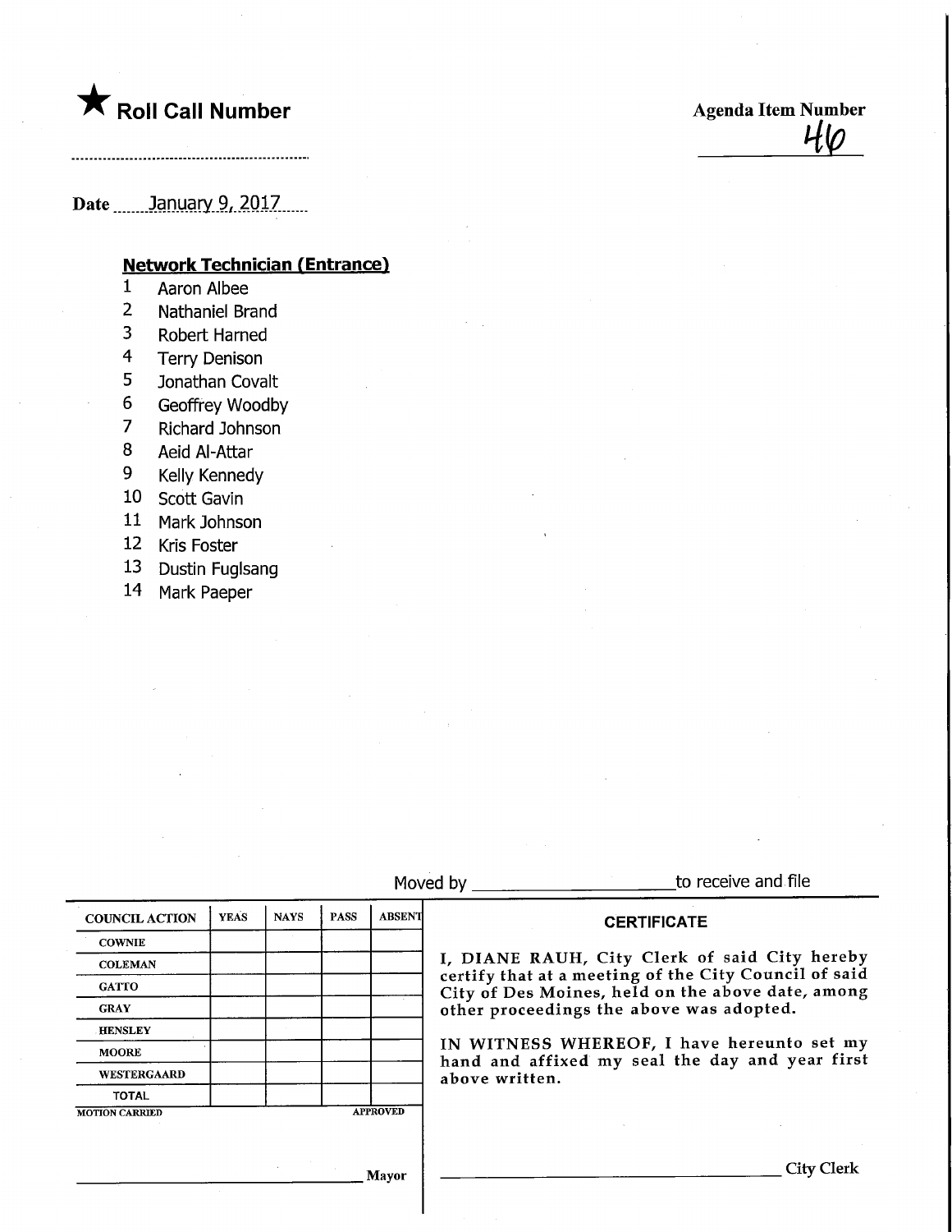★ **Roll Call Number**

Agenda Item Number
46

---

Date January 9, 2017

**Network Technician (Entrance)**

1 Aaron Albee
2 Nathaniel Brand
3 Robert Harned
4 Terry Denison
5 Jonathan Covalt
6 Geoffrey Woodby
7 Richard Johnson
8 Aeid Al-Attar
9 Kelly Kennedy
10 Scott Gavin
11 Mark Johnson
12 Kris Foster
13 Dustin Fuglsang
14 Mark Paeper

Moved by ______________________ to receive and file

| COUNCIL ACTION | YEAS | NAYS | PASS | ABSENT |
| --- | --- | --- | --- | --- |
| COWNIE | | | | |
| COLEMAN | | | | |
| GATTO | | | | |
| GRAY | | | | |
| HENSLEY | | | | |
| MOORE | | | | |
| WESTERGAARD | | | | |
| TOTAL | | | | |
| MOTION CARRIED | | | | APPROVED |

______________________ Mayor

**CERTIFICATE**

I, DIANE RAUH, City Clerk of said City hereby certify that at a meeting of the City Council of said City of Des Moines, held on the above date, among other proceedings the above was adopted.

IN WITNESS WHEREOF, I have hereunto set my hand and affixed my seal the day and year first above written.

______________________ City Clerk